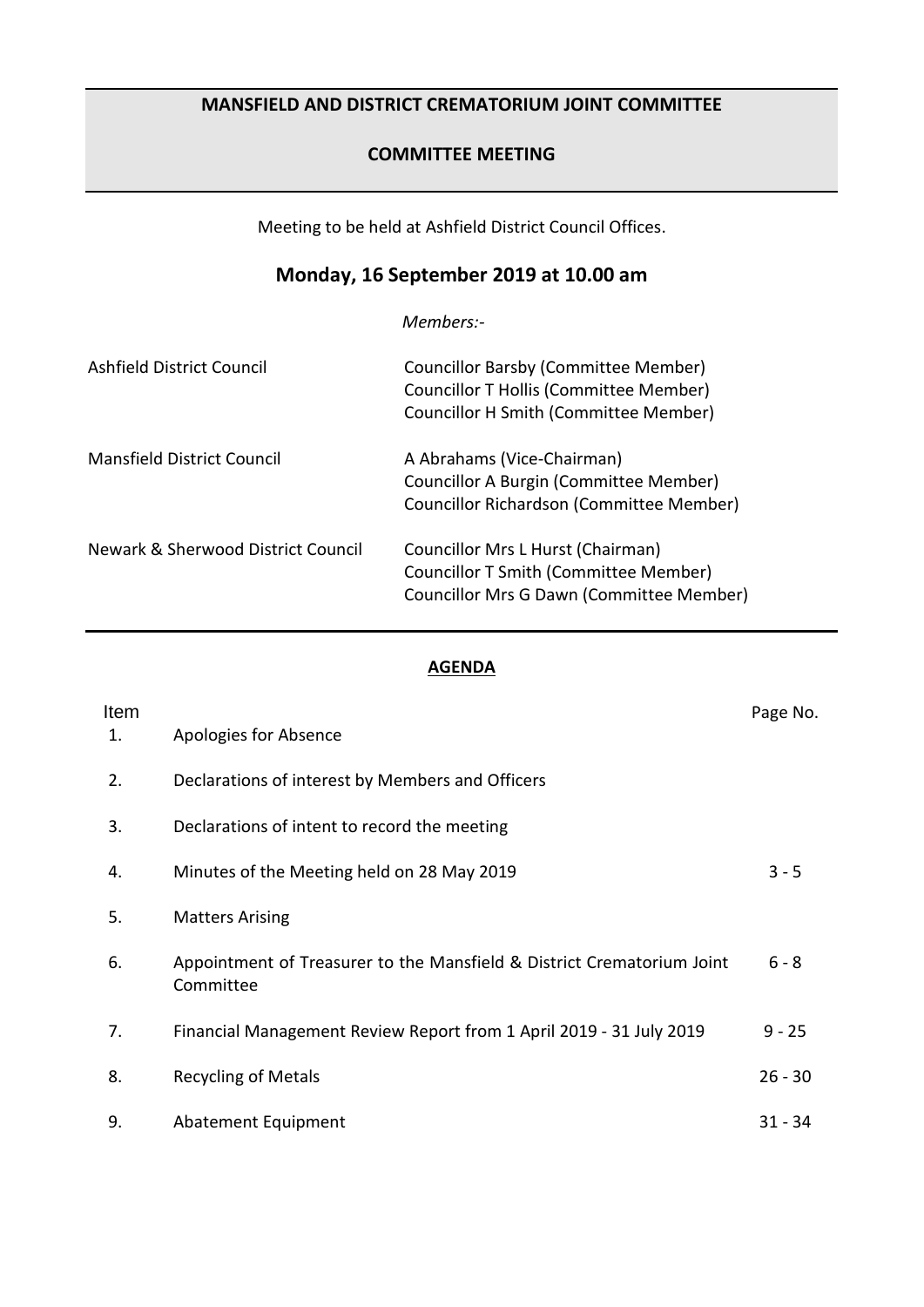# MANSFIELD AND DISTRICT CREMATORIUM JOINT COMMITTEE

## COMMITTEE MEETING

Meeting to be held at Ashfield District Council Offices.

## Monday, 16 September 2019 at 10.00 am

*Members:-*

| | |
|---|---|
| Ashfield District Council | Councillor Barsby (Committee Member)<br>Councillor T Hollis (Committee Member)<br>Councillor H Smith (Committee Member) |
| Mansfield District Council | A Abrahams (Vice-Chairman)<br>Councillor A Burgin (Committee Member)<br>Councillor Richardson (Committee Member) |
| Newark & Sherwood District Council | Councillor Mrs L Hurst (Chairman)<br>Councillor T Smith (Committee Member)<br>Councillor Mrs G Dawn (Committee Member) |

**AGENDA**

| Item | | Page No. |
|---|---|---|
| 1. | Apologies for Absence | |
| 2. | Declarations of interest by Members and Officers | |
| 3. | Declarations of intent to record the meeting | |
| 4. | Minutes of the Meeting held on 28 May 2019 | 3 - 5 |
| 5. | Matters Arising | |
| 6. | Appointment of Treasurer to the Mansfield & District Crematorium Joint Committee | 6 - 8 |
| 7. | Financial Management Review Report from 1 April 2019 - 31 July 2019 | 9 - 25 |
| 8. | Recycling of Metals | 26 - 30 |
| 9. | Abatement Equipment | 31 - 34 |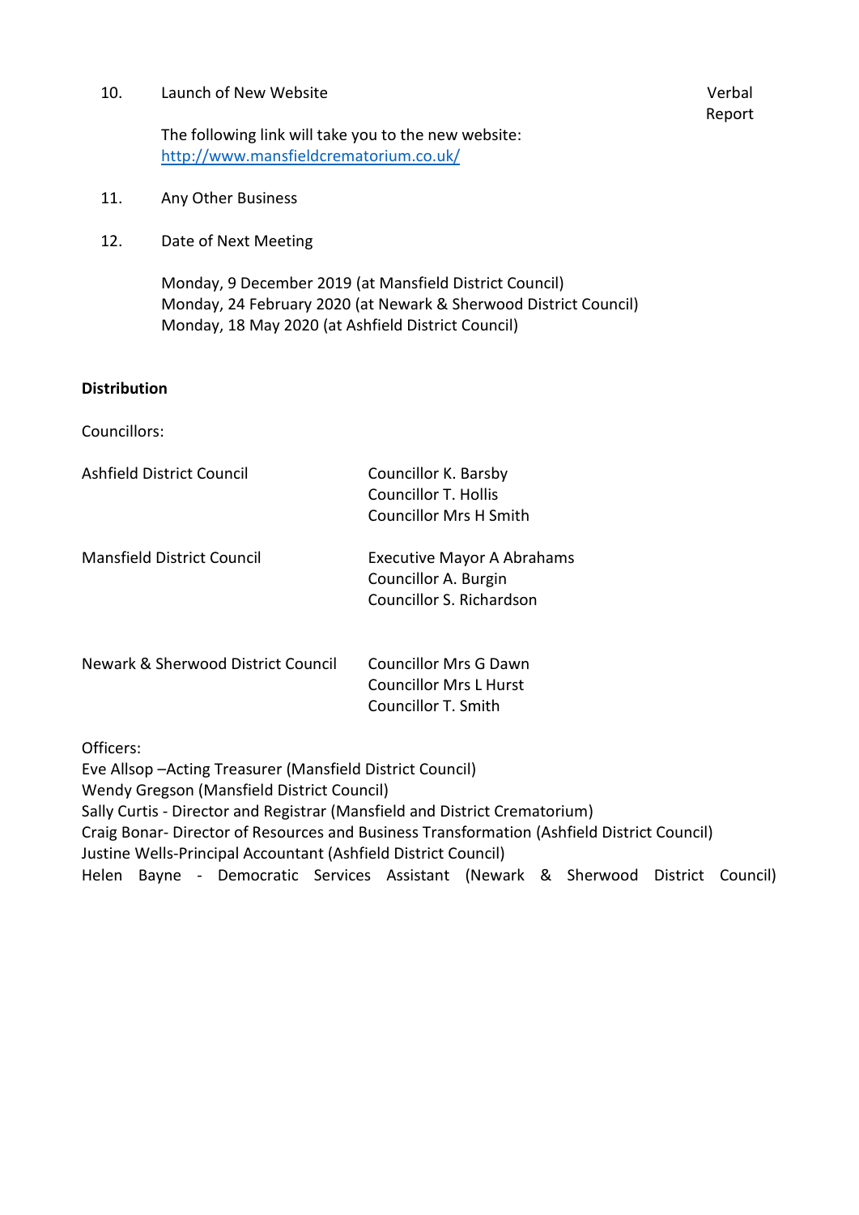10. Launch of New Website — Verbal Report

    The following link will take you to the new website: [http://www.mansfieldcrematorium.co.uk/](http://www.mansfieldcrematorium.co.uk/)

11. Any Other Business

12. Date of Next Meeting

    Monday, 9 December 2019 (at Mansfield District Council)
    Monday, 24 February 2020 (at Newark & Sherwood District Council)
    Monday, 18 May 2020 (at Ashfield District Council)

**Distribution**

Councillors:

| | |
|---|---|
| Ashfield District Council | Councillor K. Barsby<br>Councillor T. Hollis<br>Councillor Mrs H Smith |
| Mansfield District Council | Executive Mayor A Abrahams<br>Councillor A. Burgin<br>Councillor S. Richardson |
| Newark & Sherwood District Council | Councillor Mrs G Dawn<br>Councillor Mrs L Hurst<br>Councillor T. Smith |

Officers:
Eve Allsop –Acting Treasurer (Mansfield District Council)
Wendy Gregson (Mansfield District Council)
Sally Curtis - Director and Registrar (Mansfield and District Crematorium)
Craig Bonar- Director of Resources and Business Transformation (Ashfield District Council)
Justine Wells-Principal Accountant (Ashfield District Council)
Helen Bayne - Democratic Services Assistant (Newark & Sherwood District Council)